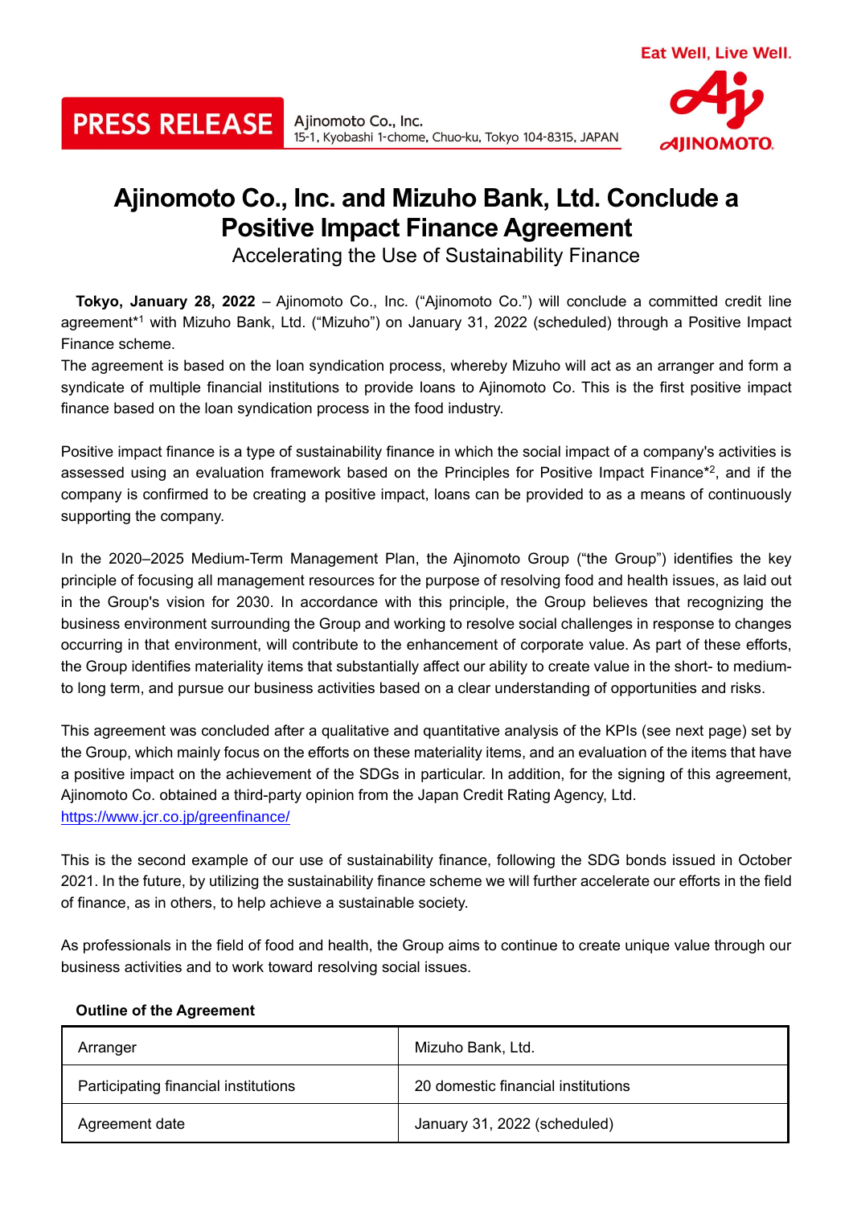PRESS RELEASE

Ajinomoto Co., Inc.
15-1, Kyobashi 1-chome, Chuo-ku, Tokyo 104-8315, JAPAN

Eat Well, Live Well.

AJINOMOTO

# Ajinomoto Co., Inc. and Mizuho Bank, Ltd. Conclude a Positive Impact Finance Agreement

Accelerating the Use of Sustainability Finance

**Tokyo, January 28, 2022** – Ajinomoto Co., Inc. ("Ajinomoto Co.") will conclude a committed credit line agreement*[1] with Mizuho Bank, Ltd. ("Mizuho") on January 31, 2022 (scheduled) through a Positive Impact Finance scheme.

The agreement is based on the loan syndication process, whereby Mizuho will act as an arranger and form a syndicate of multiple financial institutions to provide loans to Ajinomoto Co. This is the first positive impact finance based on the loan syndication process in the food industry.

Positive impact finance is a type of sustainability finance in which the social impact of a company's activities is assessed using an evaluation framework based on the Principles for Positive Impact Finance*[2], and if the company is confirmed to be creating a positive impact, loans can be provided to as a means of continuously supporting the company.

In the 2020–2025 Medium-Term Management Plan, the Ajinomoto Group ("the Group") identifies the key principle of focusing all management resources for the purpose of resolving food and health issues, as laid out in the Group's vision for 2030. In accordance with this principle, the Group believes that recognizing the business environment surrounding the Group and working to resolve social challenges in response to changes occurring in that environment, will contribute to the enhancement of corporate value. As part of these efforts, the Group identifies materiality items that substantially affect our ability to create value in the short- to medium- to long term, and pursue our business activities based on a clear understanding of opportunities and risks.

This agreement was concluded after a qualitative and quantitative analysis of the KPIs (see next page) set by the Group, which mainly focus on the efforts on these materiality items, and an evaluation of the items that have a positive impact on the achievement of the SDGs in particular. In addition, for the signing of this agreement, Ajinomoto Co. obtained a third-party opinion from the Japan Credit Rating Agency, Ltd.
https://www.jcr.co.jp/greenfinance/

This is the second example of our use of sustainability finance, following the SDG bonds issued in October 2021. In the future, by utilizing the sustainability finance scheme we will further accelerate our efforts in the field of finance, as in others, to help achieve a sustainable society.

As professionals in the field of food and health, the Group aims to continue to create unique value through our business activities and to work toward resolving social issues.

**Outline of the Agreement**

| | |
|---|---|
| Arranger | Mizuho Bank, Ltd. |
| Participating financial institutions | 20 domestic financial institutions |
| Agreement date | January 31, 2022 (scheduled) |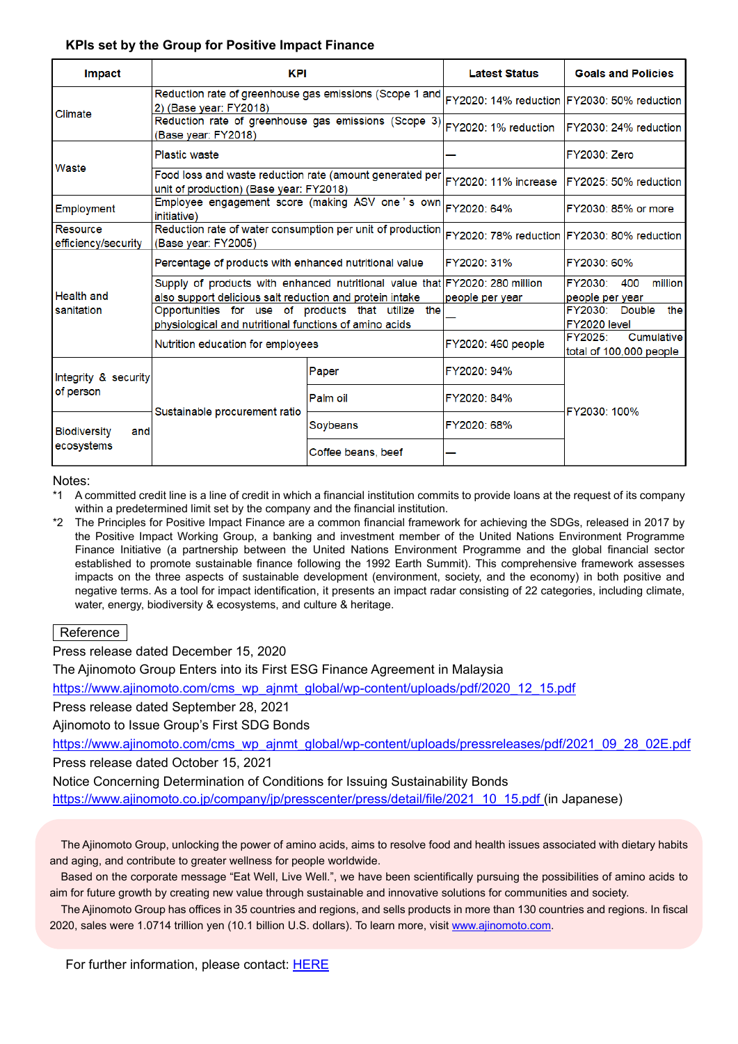### KPIs set by the Group for Positive Impact Finance

| Impact | KPI | | Latest Status | Goals and Policies |
|---|---|---|---|---|
| Climate | Reduction rate of greenhouse gas emissions (Scope 1 and 2) (Base year: FY2018) | | FY2020: 14% reduction | FY2030: 50% reduction |
| | Reduction rate of greenhouse gas emissions (Scope 3) (Base year: FY2018) | | FY2020: 1% reduction | FY2030: 24% reduction |
| Waste | Plastic waste | | — | FY2030: Zero |
| | Food loss and waste reduction rate (amount generated per unit of production) (Base year: FY2018) | | FY2020: 11% increase | FY2025: 50% reduction |
| Employment | Employee engagement score (making ASV one's own initiative) | | FY2020: 64% | FY2030: 85% or more |
| Resource efficiency/security | Reduction rate of water consumption per unit of production (Base year: FY2005) | | FY2020: 78% reduction | FY2030: 80% reduction |
| Health and sanitation | Percentage of products with enhanced nutritional value | | FY2020: 31% | FY2030: 60% |
| | Supply of products with enhanced nutritional value that also support delicious salt reduction and protein intake | | FY2020: 280 million people per year | FY2030: 400 million people per year |
| | Opportunities for use of products that utilize the physiological and nutritional functions of amino acids | | — | FY2030: Double the FY2020 level |
| | Nutrition education for employees | | FY2020: 460 people | FY2025: Cumulative total of 100,000 people |
| Integrity & security of person | Sustainable procurement ratio | Paper | FY2020: 94% | FY2030: 100% |
| | | Palm oil | FY2020: 84% | |
| Biodiversity and ecosystems | | Soybeans | FY2020: 68% | |
| | | Coffee beans, beef | — | |

Notes:

*1 A committed credit line is a line of credit in which a financial institution commits to provide loans at the request of its company within a predetermined limit set by the company and the financial institution.

*2 The Principles for Positive Impact Finance are a common financial framework for achieving the SDGs, released in 2017 by the Positive Impact Working Group, a banking and investment member of the United Nations Environment Programme Finance Initiative (a partnership between the United Nations Environment Programme and the global financial sector established to promote sustainable finance following the 1992 Earth Summit). This comprehensive framework assesses impacts on the three aspects of sustainable development (environment, society, and the economy) in both positive and negative terms. As a tool for impact identification, it presents an impact radar consisting of 22 categories, including climate, water, energy, biodiversity & ecosystems, and culture & heritage.

Reference

Press release dated December 15, 2020
The Ajinomoto Group Enters into its First ESG Finance Agreement in Malaysia
https://www.ajinomoto.com/cms_wp_ajnmt_global/wp-content/uploads/pdf/2020_12_15.pdf

Press release dated September 28, 2021
Ajinomoto to Issue Group's First SDG Bonds
https://www.ajinomoto.com/cms_wp_ajnmt_global/wp-content/uploads/pressreleases/pdf/2021_09_28_02E.pdf

Press release dated October 15, 2021
Notice Concerning Determination of Conditions for Issuing Sustainability Bonds
https://www.ajinomoto.co.jp/company/jp/presscenter/press/detail/file/2021_10_15.pdf (in Japanese)

The Ajinomoto Group, unlocking the power of amino acids, aims to resolve food and health issues associated with dietary habits and aging, and contribute to greater wellness for people worldwide.

Based on the corporate message "Eat Well, Live Well.", we have been scientifically pursuing the possibilities of amino acids to aim for future growth by creating new value through sustainable and innovative solutions for communities and society.

The Ajinomoto Group has offices in 35 countries and regions, and sells products in more than 130 countries and regions. In fiscal 2020, sales were 1.0714 trillion yen (10.1 billion U.S. dollars). To learn more, visit www.ajinomoto.com.

For further information, please contact: HERE